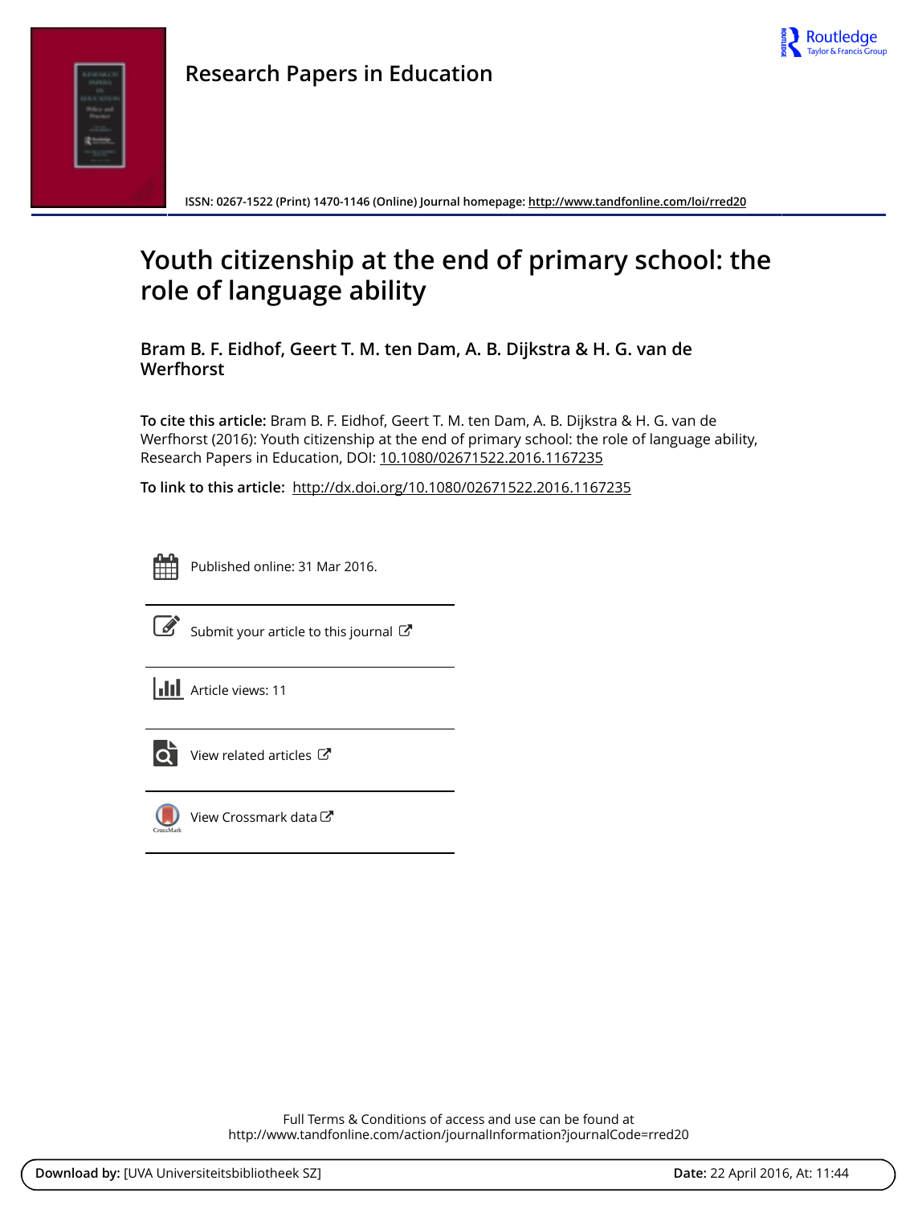Research Papers in Education

ISSN: 0267-1522 (Print) 1470-1146 (Online) Journal homepage: http://www.tandfonline.com/loi/rred20

# Youth citizenship at the end of primary school: the role of language ability

**Bram B. F. Eidhof, Geert T. M. ten Dam, A. B. Dijkstra & H. G. van de Werfhorst**

**To cite this article:** Bram B. F. Eidhof, Geert T. M. ten Dam, A. B. Dijkstra & H. G. van de Werfhorst (2016): Youth citizenship at the end of primary school: the role of language ability, Research Papers in Education, DOI: 10.1080/02671522.2016.1167235

**To link to this article:** http://dx.doi.org/10.1080/02671522.2016.1167235

Published online: 31 Mar 2016.

Submit your article to this journal

Article views: 11

View related articles

View Crossmark data

Full Terms & Conditions of access and use can be found at
http://www.tandfonline.com/action/journalInformation?journalCode=rred20

**Download by:** [UVA Universiteitsbibliotheek SZ] **Date:** 22 April 2016, At: 11:44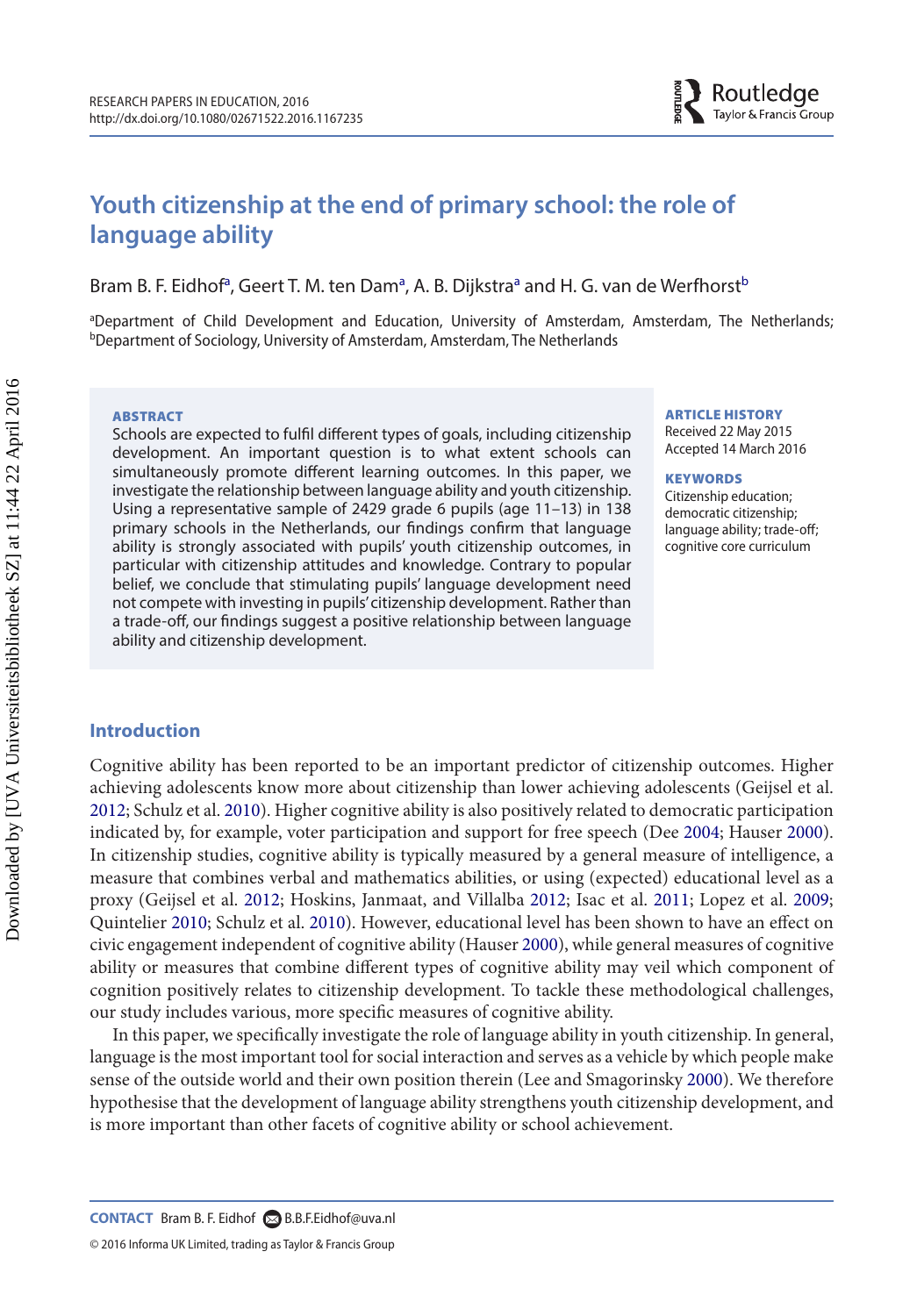# Youth citizenship at the end of primary school: the role of language ability

Bram B. F. Eidhof[a], Geert T. M. ten Dam[a], A. B. Dijkstra[a] and H. G. van de Werfhorst[b]

[a]Department of Child Development and Education, University of Amsterdam, Amsterdam, The Netherlands; [b]Department of Sociology, University of Amsterdam, Amsterdam, The Netherlands

**ABSTRACT**

Schools are expected to fulfil different types of goals, including citizenship development. An important question is to what extent schools can simultaneously promote different learning outcomes. In this paper, we investigate the relationship between language ability and youth citizenship. Using a representative sample of 2429 grade 6 pupils (age 11–13) in 138 primary schools in the Netherlands, our findings confirm that language ability is strongly associated with pupils' youth citizenship outcomes, in particular with citizenship attitudes and knowledge. Contrary to popular belief, we conclude that stimulating pupils' language development need not compete with investing in pupils' citizenship development. Rather than a trade-off, our findings suggest a positive relationship between language ability and citizenship development.

**ARTICLE HISTORY**

Received 22 May 2015
Accepted 14 March 2016

**KEYWORDS**

Citizenship education; democratic citizenship; language ability; trade-off; cognitive core curriculum

## Introduction

Cognitive ability has been reported to be an important predictor of citizenship outcomes. Higher achieving adolescents know more about citizenship than lower achieving adolescents (Geijsel et al. 2012; Schulz et al. 2010). Higher cognitive ability is also positively related to democratic participation indicated by, for example, voter participation and support for free speech (Dee 2004; Hauser 2000). In citizenship studies, cognitive ability is typically measured by a general measure of intelligence, a measure that combines verbal and mathematics abilities, or using (expected) educational level as a proxy (Geijsel et al. 2012; Hoskins, Janmaat, and Villalba 2012; Isac et al. 2011; Lopez et al. 2009; Quintelier 2010; Schulz et al. 2010). However, educational level has been shown to have an effect on civic engagement independent of cognitive ability (Hauser 2000), while general measures of cognitive ability or measures that combine different types of cognitive ability may veil which component of cognition positively relates to citizenship development. To tackle these methodological challenges, our study includes various, more specific measures of cognitive ability.

In this paper, we specifically investigate the role of language ability in youth citizenship. In general, language is the most important tool for social interaction and serves as a vehicle by which people make sense of the outside world and their own position therein (Lee and Smagorinsky 2000). We therefore hypothesise that the development of language ability strengthens youth citizenship development, and is more important than other facets of cognitive ability or school achievement.

**CONTACT** Bram B. F. Eidhof B.B.F.Eidhof@uva.nl

© 2016 Informa UK Limited, trading as Taylor & Francis Group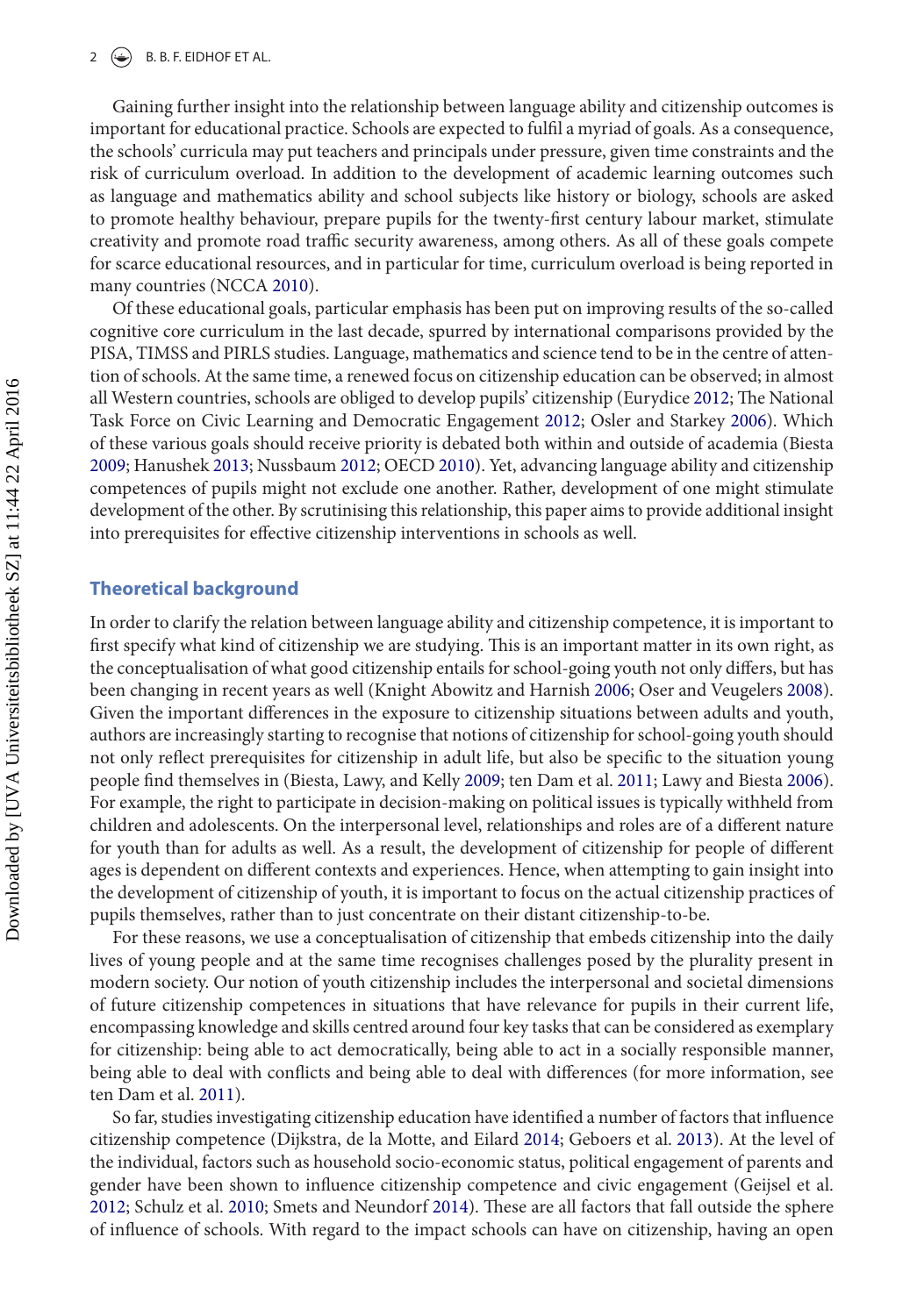Gaining further insight into the relationship between language ability and citizenship outcomes is important for educational practice. Schools are expected to fulfil a myriad of goals. As a consequence, the schools' curricula may put teachers and principals under pressure, given time constraints and the risk of curriculum overload. In addition to the development of academic learning outcomes such as language and mathematics ability and school subjects like history or biology, schools are asked to promote healthy behaviour, prepare pupils for the twenty-first century labour market, stimulate creativity and promote road traffic security awareness, among others. As all of these goals compete for scarce educational resources, and in particular for time, curriculum overload is being reported in many countries (NCCA 2010).

Of these educational goals, particular emphasis has been put on improving results of the so-called cognitive core curriculum in the last decade, spurred by international comparisons provided by the PISA, TIMSS and PIRLS studies. Language, mathematics and science tend to be in the centre of attention of schools. At the same time, a renewed focus on citizenship education can be observed; in almost all Western countries, schools are obliged to develop pupils' citizenship (Eurydice 2012; The National Task Force on Civic Learning and Democratic Engagement 2012; Osler and Starkey 2006). Which of these various goals should receive priority is debated both within and outside of academia (Biesta 2009; Hanushek 2013; Nussbaum 2012; OECD 2010). Yet, advancing language ability and citizenship competences of pupils might not exclude one another. Rather, development of one might stimulate development of the other. By scrutinising this relationship, this paper aims to provide additional insight into prerequisites for effective citizenship interventions in schools as well.

## Theoretical background

In order to clarify the relation between language ability and citizenship competence, it is important to first specify what kind of citizenship we are studying. This is an important matter in its own right, as the conceptualisation of what good citizenship entails for school-going youth not only differs, but has been changing in recent years as well (Knight Abowitz and Harnish 2006; Oser and Veugelers 2008). Given the important differences in the exposure to citizenship situations between adults and youth, authors are increasingly starting to recognise that notions of citizenship for school-going youth should not only reflect prerequisites for citizenship in adult life, but also be specific to the situation young people find themselves in (Biesta, Lawy, and Kelly 2009; ten Dam et al. 2011; Lawy and Biesta 2006). For example, the right to participate in decision-making on political issues is typically withheld from children and adolescents. On the interpersonal level, relationships and roles are of a different nature for youth than for adults as well. As a result, the development of citizenship for people of different ages is dependent on different contexts and experiences. Hence, when attempting to gain insight into the development of citizenship of youth, it is important to focus on the actual citizenship practices of pupils themselves, rather than to just concentrate on their distant citizenship-to-be.

For these reasons, we use a conceptualisation of citizenship that embeds citizenship into the daily lives of young people and at the same time recognises challenges posed by the plurality present in modern society. Our notion of youth citizenship includes the interpersonal and societal dimensions of future citizenship competences in situations that have relevance for pupils in their current life, encompassing knowledge and skills centred around four key tasks that can be considered as exemplary for citizenship: being able to act democratically, being able to act in a socially responsible manner, being able to deal with conflicts and being able to deal with differences (for more information, see ten Dam et al. 2011).

So far, studies investigating citizenship education have identified a number of factors that influence citizenship competence (Dijkstra, de la Motte, and Eilard 2014; Geboers et al. 2013). At the level of the individual, factors such as household socio-economic status, political engagement of parents and gender have been shown to influence citizenship competence and civic engagement (Geijsel et al. 2012; Schulz et al. 2010; Smets and Neundorf 2014). These are all factors that fall outside the sphere of influence of schools. With regard to the impact schools can have on citizenship, having an open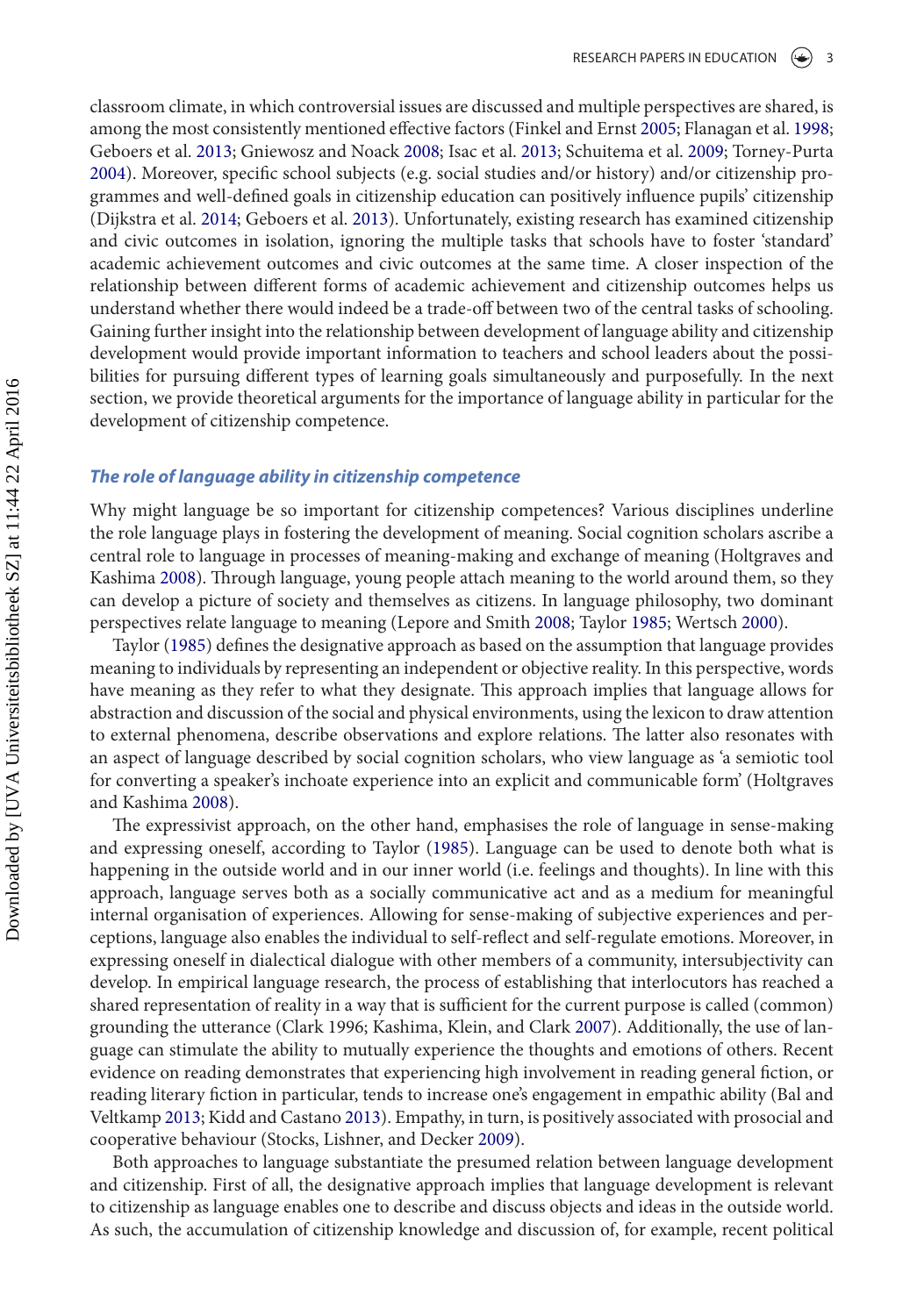classroom climate, in which controversial issues are discussed and multiple perspectives are shared, is among the most consistently mentioned effective factors (Finkel and Ernst 2005; Flanagan et al. 1998; Geboers et al. 2013; Gniewosz and Noack 2008; Isac et al. 2013; Schuitema et al. 2009; Torney-Purta 2004). Moreover, specific school subjects (e.g. social studies and/or history) and/or citizenship programmes and well-defined goals in citizenship education can positively influence pupils' citizenship (Dijkstra et al. 2014; Geboers et al. 2013). Unfortunately, existing research has examined citizenship and civic outcomes in isolation, ignoring the multiple tasks that schools have to foster 'standard' academic achievement outcomes and civic outcomes at the same time. A closer inspection of the relationship between different forms of academic achievement and citizenship outcomes helps us understand whether there would indeed be a trade-off between two of the central tasks of schooling. Gaining further insight into the relationship between development of language ability and citizenship development would provide important information to teachers and school leaders about the possibilities for pursuing different types of learning goals simultaneously and purposefully. In the next section, we provide theoretical arguments for the importance of language ability in particular for the development of citizenship competence.

### *The role of language ability in citizenship competence*

Why might language be so important for citizenship competences? Various disciplines underline the role language plays in fostering the development of meaning. Social cognition scholars ascribe a central role to language in processes of meaning-making and exchange of meaning (Holtgraves and Kashima 2008). Through language, young people attach meaning to the world around them, so they can develop a picture of society and themselves as citizens. In language philosophy, two dominant perspectives relate language to meaning (Lepore and Smith 2008; Taylor 1985; Wertsch 2000).

Taylor (1985) defines the designative approach as based on the assumption that language provides meaning to individuals by representing an independent or objective reality. In this perspective, words have meaning as they refer to what they designate. This approach implies that language allows for abstraction and discussion of the social and physical environments, using the lexicon to draw attention to external phenomena, describe observations and explore relations. The latter also resonates with an aspect of language described by social cognition scholars, who view language as 'a semiotic tool for converting a speaker's inchoate experience into an explicit and communicable form' (Holtgraves and Kashima 2008).

The expressivist approach, on the other hand, emphasises the role of language in sense-making and expressing oneself, according to Taylor (1985). Language can be used to denote both what is happening in the outside world and in our inner world (i.e. feelings and thoughts). In line with this approach, language serves both as a socially communicative act and as a medium for meaningful internal organisation of experiences. Allowing for sense-making of subjective experiences and perceptions, language also enables the individual to self-reflect and self-regulate emotions. Moreover, in expressing oneself in dialectical dialogue with other members of a community, intersubjectivity can develop. In empirical language research, the process of establishing that interlocutors has reached a shared representation of reality in a way that is sufficient for the current purpose is called (common) grounding the utterance (Clark 1996; Kashima, Klein, and Clark 2007). Additionally, the use of language can stimulate the ability to mutually experience the thoughts and emotions of others. Recent evidence on reading demonstrates that experiencing high involvement in reading general fiction, or reading literary fiction in particular, tends to increase one's engagement in empathic ability (Bal and Veltkamp 2013; Kidd and Castano 2013). Empathy, in turn, is positively associated with prosocial and cooperative behaviour (Stocks, Lishner, and Decker 2009).

Both approaches to language substantiate the presumed relation between language development and citizenship. First of all, the designative approach implies that language development is relevant to citizenship as language enables one to describe and discuss objects and ideas in the outside world. As such, the accumulation of citizenship knowledge and discussion of, for example, recent political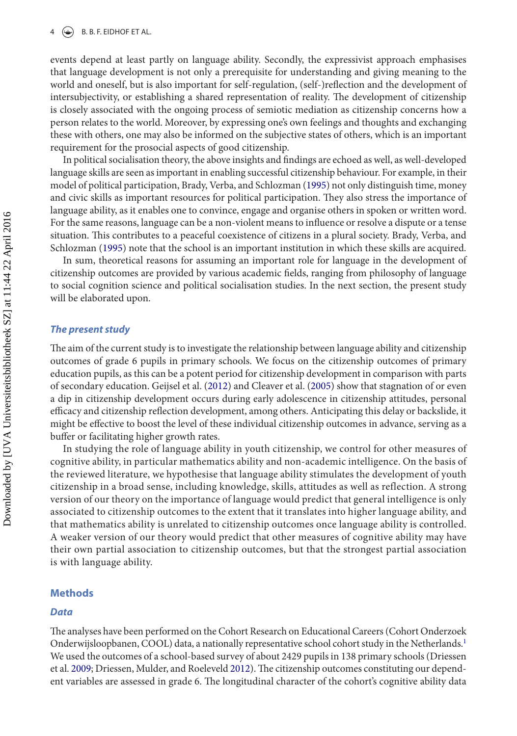events depend at least partly on language ability. Secondly, the expressivist approach emphasises that language development is not only a prerequisite for understanding and giving meaning to the world and oneself, but is also important for self-regulation, (self-)reflection and the development of intersubjectivity, or establishing a shared representation of reality. The development of citizenship is closely associated with the ongoing process of semiotic mediation as citizenship concerns how a person relates to the world. Moreover, by expressing one's own feelings and thoughts and exchanging these with others, one may also be informed on the subjective states of others, which is an important requirement for the prosocial aspects of good citizenship.

In political socialisation theory, the above insights and findings are echoed as well, as well-developed language skills are seen as important in enabling successful citizenship behaviour. For example, in their model of political participation, Brady, Verba, and Schlozman (1995) not only distinguish time, money and civic skills as important resources for political participation. They also stress the importance of language ability, as it enables one to convince, engage and organise others in spoken or written word. For the same reasons, language can be a non-violent means to influence or resolve a dispute or a tense situation. This contributes to a peaceful coexistence of citizens in a plural society. Brady, Verba, and Schlozman (1995) note that the school is an important institution in which these skills are acquired.

In sum, theoretical reasons for assuming an important role for language in the development of citizenship outcomes are provided by various academic fields, ranging from philosophy of language to social cognition science and political socialisation studies. In the next section, the present study will be elaborated upon.

### *The present study*

The aim of the current study is to investigate the relationship between language ability and citizenship outcomes of grade 6 pupils in primary schools. We focus on the citizenship outcomes of primary education pupils, as this can be a potent period for citizenship development in comparison with parts of secondary education. Geijsel et al. (2012) and Cleaver et al. (2005) show that stagnation of or even a dip in citizenship development occurs during early adolescence in citizenship attitudes, personal efficacy and citizenship reflection development, among others. Anticipating this delay or backslide, it might be effective to boost the level of these individual citizenship outcomes in advance, serving as a buffer or facilitating higher growth rates.

In studying the role of language ability in youth citizenship, we control for other measures of cognitive ability, in particular mathematics ability and non-academic intelligence. On the basis of the reviewed literature, we hypothesise that language ability stimulates the development of youth citizenship in a broad sense, including knowledge, skills, attitudes as well as reflection. A strong version of our theory on the importance of language would predict that general intelligence is only associated to citizenship outcomes to the extent that it translates into higher language ability, and that mathematics ability is unrelated to citizenship outcomes once language ability is controlled. A weaker version of our theory would predict that other measures of cognitive ability may have their own partial association to citizenship outcomes, but that the strongest partial association is with language ability.

## Methods

### *Data*

The analyses have been performed on the Cohort Research on Educational Careers (Cohort Onderzoek Onderwijsloopbanen, COOL) data, a nationally representative school cohort study in the Netherlands.[1] We used the outcomes of a school-based survey of about 2429 pupils in 138 primary schools (Driessen et al. 2009; Driessen, Mulder, and Roeleveld 2012). The citizenship outcomes constituting our dependent variables are assessed in grade 6. The longitudinal character of the cohort's cognitive ability data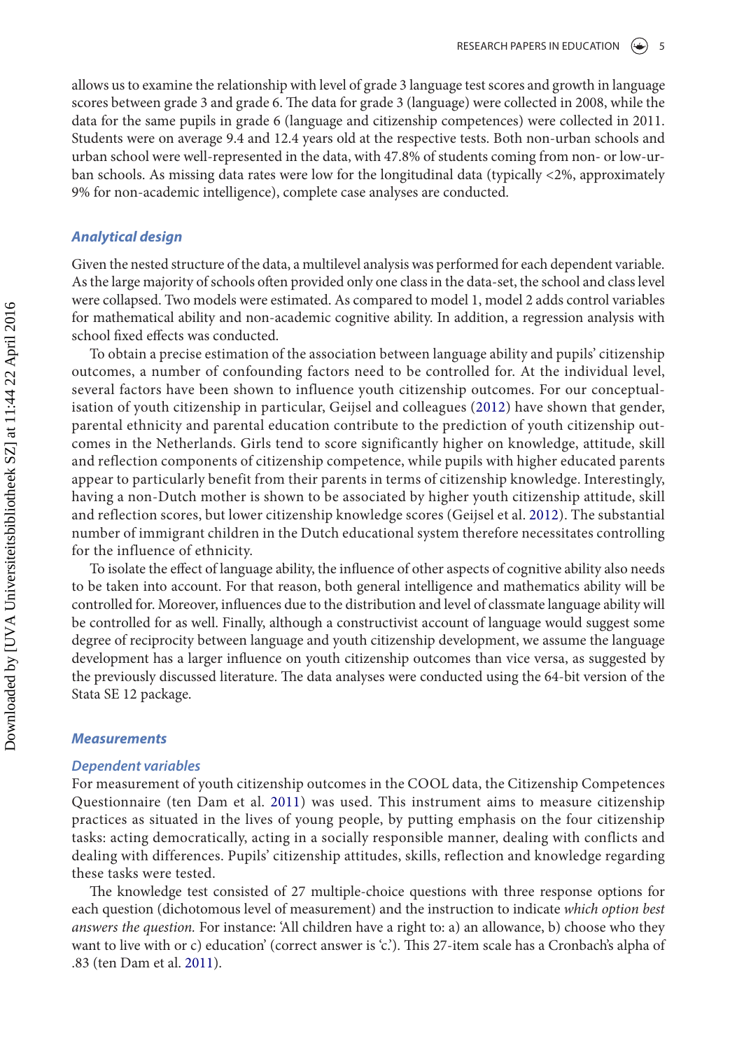allows us to examine the relationship with level of grade 3 language test scores and growth in language scores between grade 3 and grade 6. The data for grade 3 (language) were collected in 2008, while the data for the same pupils in grade 6 (language and citizenship competences) were collected in 2011. Students were on average 9.4 and 12.4 years old at the respective tests. Both non-urban schools and urban school were well-represented in the data, with 47.8% of students coming from non- or low-urban schools. As missing data rates were low for the longitudinal data (typically <2%, approximately 9% for non-academic intelligence), complete case analyses are conducted.

### *Analytical design*

Given the nested structure of the data, a multilevel analysis was performed for each dependent variable. As the large majority of schools often provided only one class in the data-set, the school and class level were collapsed. Two models were estimated. As compared to model 1, model 2 adds control variables for mathematical ability and non-academic cognitive ability. In addition, a regression analysis with school fixed effects was conducted.

To obtain a precise estimation of the association between language ability and pupils' citizenship outcomes, a number of confounding factors need to be controlled for. At the individual level, several factors have been shown to influence youth citizenship outcomes. For our conceptualisation of youth citizenship in particular, Geijsel and colleagues (2012) have shown that gender, parental ethnicity and parental education contribute to the prediction of youth citizenship outcomes in the Netherlands. Girls tend to score significantly higher on knowledge, attitude, skill and reflection components of citizenship competence, while pupils with higher educated parents appear to particularly benefit from their parents in terms of citizenship knowledge. Interestingly, having a non-Dutch mother is shown to be associated by higher youth citizenship attitude, skill and reflection scores, but lower citizenship knowledge scores (Geijsel et al. 2012). The substantial number of immigrant children in the Dutch educational system therefore necessitates controlling for the influence of ethnicity.

To isolate the effect of language ability, the influence of other aspects of cognitive ability also needs to be taken into account. For that reason, both general intelligence and mathematics ability will be controlled for. Moreover, influences due to the distribution and level of classmate language ability will be controlled for as well. Finally, although a constructivist account of language would suggest some degree of reciprocity between language and youth citizenship development, we assume the language development has a larger influence on youth citizenship outcomes than vice versa, as suggested by the previously discussed literature. The data analyses were conducted using the 64-bit version of the Stata SE 12 package.

### *Measurements*

#### *Dependent variables*

For measurement of youth citizenship outcomes in the COOL data, the Citizenship Competences Questionnaire (ten Dam et al. 2011) was used. This instrument aims to measure citizenship practices as situated in the lives of young people, by putting emphasis on the four citizenship tasks: acting democratically, acting in a socially responsible manner, dealing with conflicts and dealing with differences. Pupils' citizenship attitudes, skills, reflection and knowledge regarding these tasks were tested.

The knowledge test consisted of 27 multiple-choice questions with three response options for each question (dichotomous level of measurement) and the instruction to indicate *which option best answers the question.* For instance: 'All children have a right to: a) an allowance, b) choose who they want to live with or c) education' (correct answer is 'c'.). This 27-item scale has a Cronbach's alpha of .83 (ten Dam et al. 2011).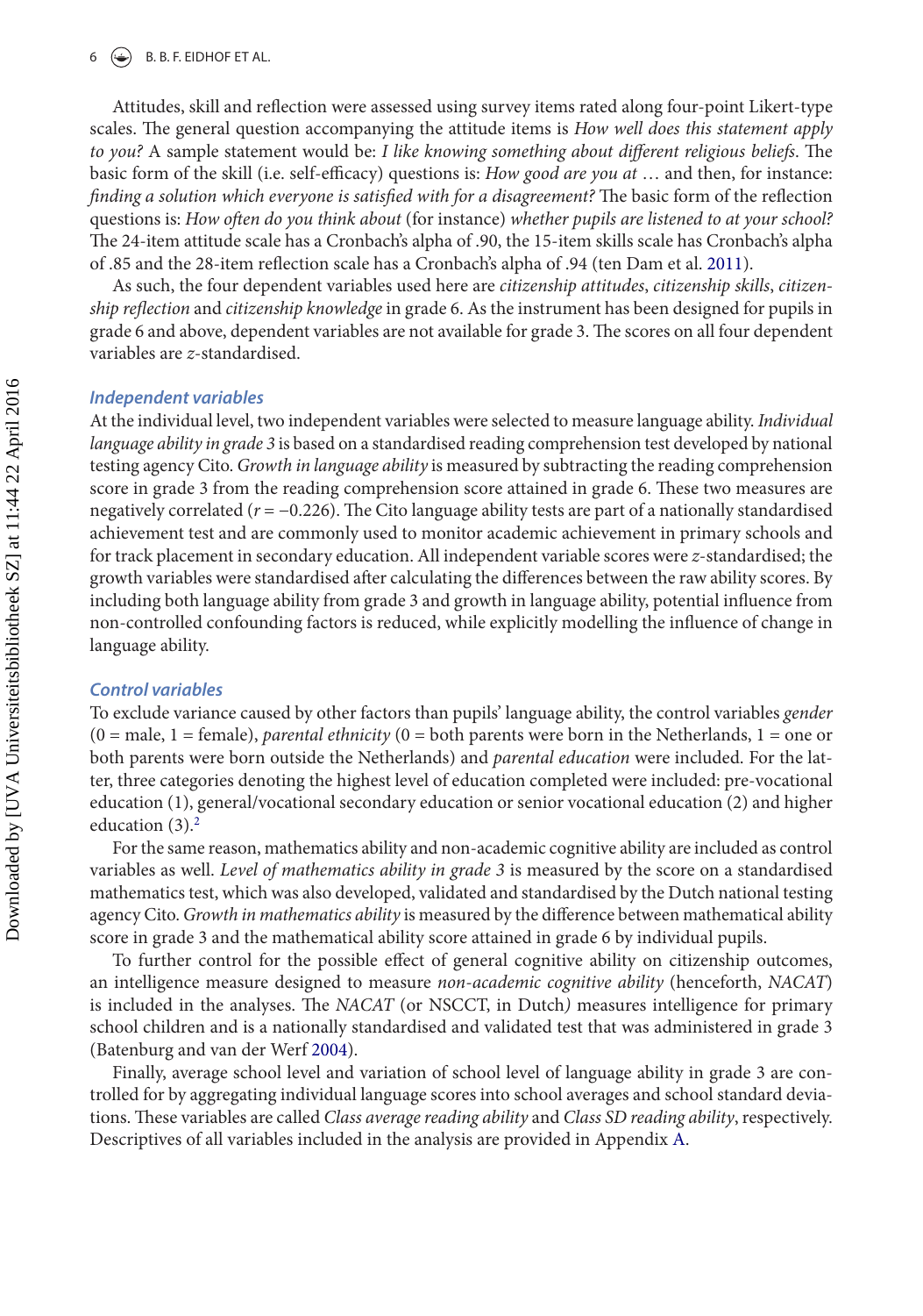Attitudes, skill and reflection were assessed using survey items rated along four-point Likert-type scales. The general question accompanying the attitude items is *How well does this statement apply to you?* A sample statement would be: *I like knowing something about different religious beliefs*. The basic form of the skill (i.e. self-efficacy) questions is: *How good are you at* … and then, for instance: *finding a solution which everyone is satisfied with for a disagreement?* The basic form of the reflection questions is: *How often do you think about* (for instance) *whether pupils are listened to at your school?* The 24-item attitude scale has a Cronbach's alpha of .90, the 15-item skills scale has Cronbach's alpha of .85 and the 28-item reflection scale has a Cronbach's alpha of .94 (ten Dam et al. 2011).

As such, the four dependent variables used here are *citizenship attitudes*, *citizenship skills*, *citizenship reflection* and *citizenship knowledge* in grade 6. As the instrument has been designed for pupils in grade 6 and above, dependent variables are not available for grade 3. The scores on all four dependent variables are *z*-standardised.

### Independent variables

At the individual level, two independent variables were selected to measure language ability. *Individual language ability in grade 3* is based on a standardised reading comprehension test developed by national testing agency Cito. *Growth in language ability* is measured by subtracting the reading comprehension score in grade 3 from the reading comprehension score attained in grade 6. These two measures are negatively correlated ($r = -0.226$). The Cito language ability tests are part of a nationally standardised achievement test and are commonly used to monitor academic achievement in primary schools and for track placement in secondary education. All independent variable scores were *z*-standardised; the growth variables were standardised after calculating the differences between the raw ability scores. By including both language ability from grade 3 and growth in language ability, potential influence from non-controlled confounding factors is reduced, while explicitly modelling the influence of change in language ability.

### Control variables

To exclude variance caused by other factors than pupils' language ability, the control variables *gender* (0 = male, 1 = female), *parental ethnicity* (0 = both parents were born in the Netherlands, 1 = one or both parents were born outside the Netherlands) and *parental education* were included. For the latter, three categories denoting the highest level of education completed were included: pre-vocational education (1), general/vocational secondary education or senior vocational education (2) and higher education (3).[2]

For the same reason, mathematics ability and non-academic cognitive ability are included as control variables as well. *Level of mathematics ability in grade 3* is measured by the score on a standardised mathematics test, which was also developed, validated and standardised by the Dutch national testing agency Cito. *Growth in mathematics ability* is measured by the difference between mathematical ability score in grade 3 and the mathematical ability score attained in grade 6 by individual pupils.

To further control for the possible effect of general cognitive ability on citizenship outcomes, an intelligence measure designed to measure *non-academic cognitive ability* (henceforth, *NACAT*) is included in the analyses. The *NACAT* (or NSCCT, in Dutch) measures intelligence for primary school children and is a nationally standardised and validated test that was administered in grade 3 (Batenburg and van der Werf 2004).

Finally, average school level and variation of school level of language ability in grade 3 are controlled for by aggregating individual language scores into school averages and school standard deviations. These variables are called *Class average reading ability* and *Class SD reading ability*, respectively. Descriptives of all variables included in the analysis are provided in Appendix A.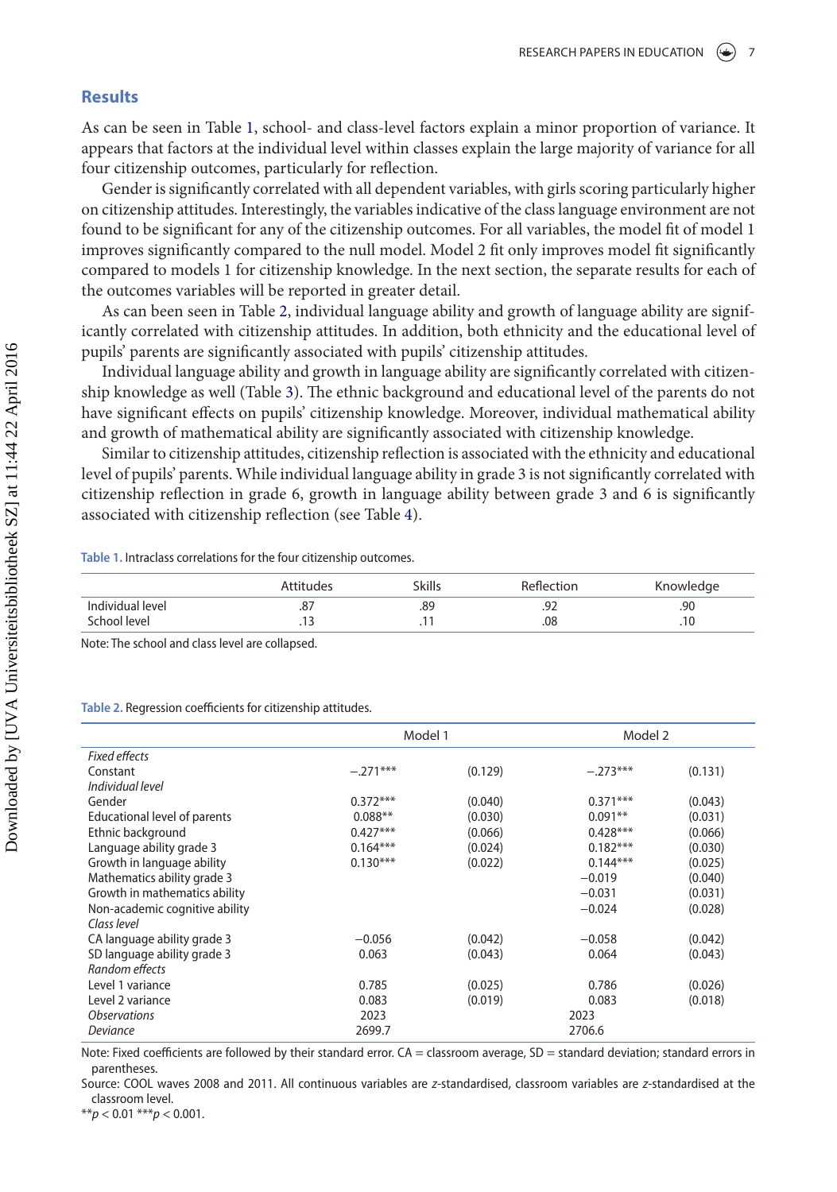## Results

As can be seen in Table 1, school- and class-level factors explain a minor proportion of variance. It appears that factors at the individual level within classes explain the large majority of variance for all four citizenship outcomes, particularly for reflection.

Gender is significantly correlated with all dependent variables, with girls scoring particularly higher on citizenship attitudes. Interestingly, the variables indicative of the class language environment are not found to be significant for any of the citizenship outcomes. For all variables, the model fit of model 1 improves significantly compared to the null model. Model 2 fit only improves model fit significantly compared to models 1 for citizenship knowledge. In the next section, the separate results for each of the outcomes variables will be reported in greater detail.

As can been seen in Table 2, individual language ability and growth of language ability are significantly correlated with citizenship attitudes. In addition, both ethnicity and the educational level of pupils' parents are significantly associated with pupils' citizenship attitudes.

Individual language ability and growth in language ability are significantly correlated with citizenship knowledge as well (Table 3). The ethnic background and educational level of the parents do not have significant effects on pupils' citizenship knowledge. Moreover, individual mathematical ability and growth of mathematical ability are significantly associated with citizenship knowledge.

Similar to citizenship attitudes, citizenship reflection is associated with the ethnicity and educational level of pupils' parents. While individual language ability in grade 3 is not significantly correlated with citizenship reflection in grade 6, growth in language ability between grade 3 and 6 is significantly associated with citizenship reflection (see Table 4).

**Table 1.** Intraclass correlations for the four citizenship outcomes.

| | Attitudes | Skills | Reflection | Knowledge |
|---|---|---|---|---|
| Individual level | .87 | .89 | .92 | .90 |
| School level | .13 | .11 | .08 | .10 |

Note: The school and class level are collapsed.

**Table 2.** Regression coefficients for citizenship attitudes.

| | Model 1 | | Model 2 | |
|---|---|---|---|---|
| *Fixed effects* | | | | |
| Constant | −.271*** | (0.129) | −.273*** | (0.131) |
| *Individual level* | | | | |
| Gender | 0.372*** | (0.040) | 0.371*** | (0.043) |
| Educational level of parents | 0.088** | (0.030) | 0.091** | (0.031) |
| Ethnic background | 0.427*** | (0.066) | 0.428*** | (0.066) |
| Language ability grade 3 | 0.164*** | (0.024) | 0.182*** | (0.030) |
| Growth in language ability | 0.130*** | (0.022) | 0.144*** | (0.025) |
| Mathematics ability grade 3 | | | −0.019 | (0.040) |
| Growth in mathematics ability | | | −0.031 | (0.031) |
| Non-academic cognitive ability | | | −0.024 | (0.028) |
| *Class level* | | | | |
| CA language ability grade 3 | −0.056 | (0.042) | −0.058 | (0.042) |
| SD language ability grade 3 | 0.063 | (0.043) | 0.064 | (0.043) |
| *Random effects* | | | | |
| Level 1 variance | 0.785 | (0.025) | 0.786 | (0.026) |
| Level 2 variance | 0.083 | (0.019) | 0.083 | (0.018) |
| *Observations* | 2023 | | 2023 | |
| *Deviance* | 2699.7 | | 2706.6 | |

Note: Fixed coefficients are followed by their standard error. CA = classroom average, SD = standard deviation; standard errors in parentheses.

Source: COOL waves 2008 and 2011. All continuous variables are *z*-standardised, classroom variables are *z*-standardised at the classroom level.

$^{**}p < 0.01$ $^{***}p < 0.001$.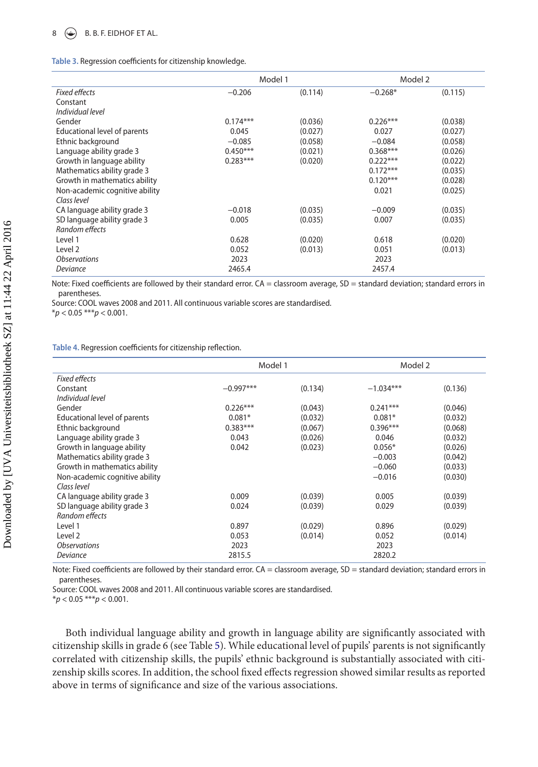**Table 3.** Regression coefficients for citizenship knowledge.

| | Model 1 | | Model 2 | |
|---|---|---|---|---|
| *Fixed effects* | −0.206 | (0.114) | −0.268* | (0.115) |
| Constant | | | | |
| *Individual level* | | | | |
| Gender | 0.174*** | (0.036) | 0.226*** | (0.038) |
| Educational level of parents | 0.045 | (0.027) | 0.027 | (0.027) |
| Ethnic background | −0.085 | (0.058) | −0.084 | (0.058) |
| Language ability grade 3 | 0.450*** | (0.021) | 0.368*** | (0.026) |
| Growth in language ability | 0.283*** | (0.020) | 0.222*** | (0.022) |
| Mathematics ability grade 3 | | | 0.172*** | (0.035) |
| Growth in mathematics ability | | | 0.120*** | (0.028) |
| Non-academic cognitive ability | | | 0.021 | (0.025) |
| *Class level* | | | | |
| CA language ability grade 3 | −0.018 | (0.035) | −0.009 | (0.035) |
| SD language ability grade 3 | 0.005 | (0.035) | 0.007 | (0.035) |
| *Random effects* | | | | |
| Level 1 | 0.628 | (0.020) | 0.618 | (0.020) |
| Level 2 | 0.052 | (0.013) | 0.051 | (0.013) |
| *Observations* | 2023 | | 2023 | |
| *Deviance* | 2465.4 | | 2457.4 | |

Note: Fixed coefficients are followed by their standard error. CA = classroom average, SD = standard deviation; standard errors in parentheses.
Source: COOL waves 2008 and 2011. All continuous variable scores are standardised.
$^{*}p < 0.05$ $^{***}p < 0.001$.

**Table 4.** Regression coefficients for citizenship reflection.

| | Model 1 | | Model 2 | |
|---|---|---|---|---|
| *Fixed effects* | | | | |
| Constant | −0.997*** | (0.134) | −1.034*** | (0.136) |
| *Individual level* | | | | |
| Gender | 0.226*** | (0.043) | 0.241*** | (0.046) |
| Educational level of parents | 0.081* | (0.032) | 0.081* | (0.032) |
| Ethnic background | 0.383*** | (0.067) | 0.396*** | (0.068) |
| Language ability grade 3 | 0.043 | (0.026) | 0.046 | (0.032) |
| Growth in language ability | 0.042 | (0.023) | 0.056* | (0.026) |
| Mathematics ability grade 3 | | | −0.003 | (0.042) |
| Growth in mathematics ability | | | −0.060 | (0.033) |
| Non-academic cognitive ability | | | −0.016 | (0.030) |
| *Class level* | | | | |
| CA language ability grade 3 | 0.009 | (0.039) | 0.005 | (0.039) |
| SD language ability grade 3 | 0.024 | (0.039) | 0.029 | (0.039) |
| *Random effects* | | | | |
| Level 1 | 0.897 | (0.029) | 0.896 | (0.029) |
| Level 2 | 0.053 | (0.014) | 0.052 | (0.014) |
| *Observations* | 2023 | | 2023 | |
| *Deviance* | 2815.5 | | 2820.2 | |

Note: Fixed coefficients are followed by their standard error. CA = classroom average, SD = standard deviation; standard errors in parentheses.
Source: COOL waves 2008 and 2011. All continuous variable scores are standardised.
$^{*}p < 0.05$ $^{***}p < 0.001$.

Both individual language ability and growth in language ability are significantly associated with citizenship skills in grade 6 (see Table 5). While educational level of pupils' parents is not significantly correlated with citizenship skills, the pupils' ethnic background is substantially associated with citizenship skills scores. In addition, the school fixed effects regression showed similar results as reported above in terms of significance and size of the various associations.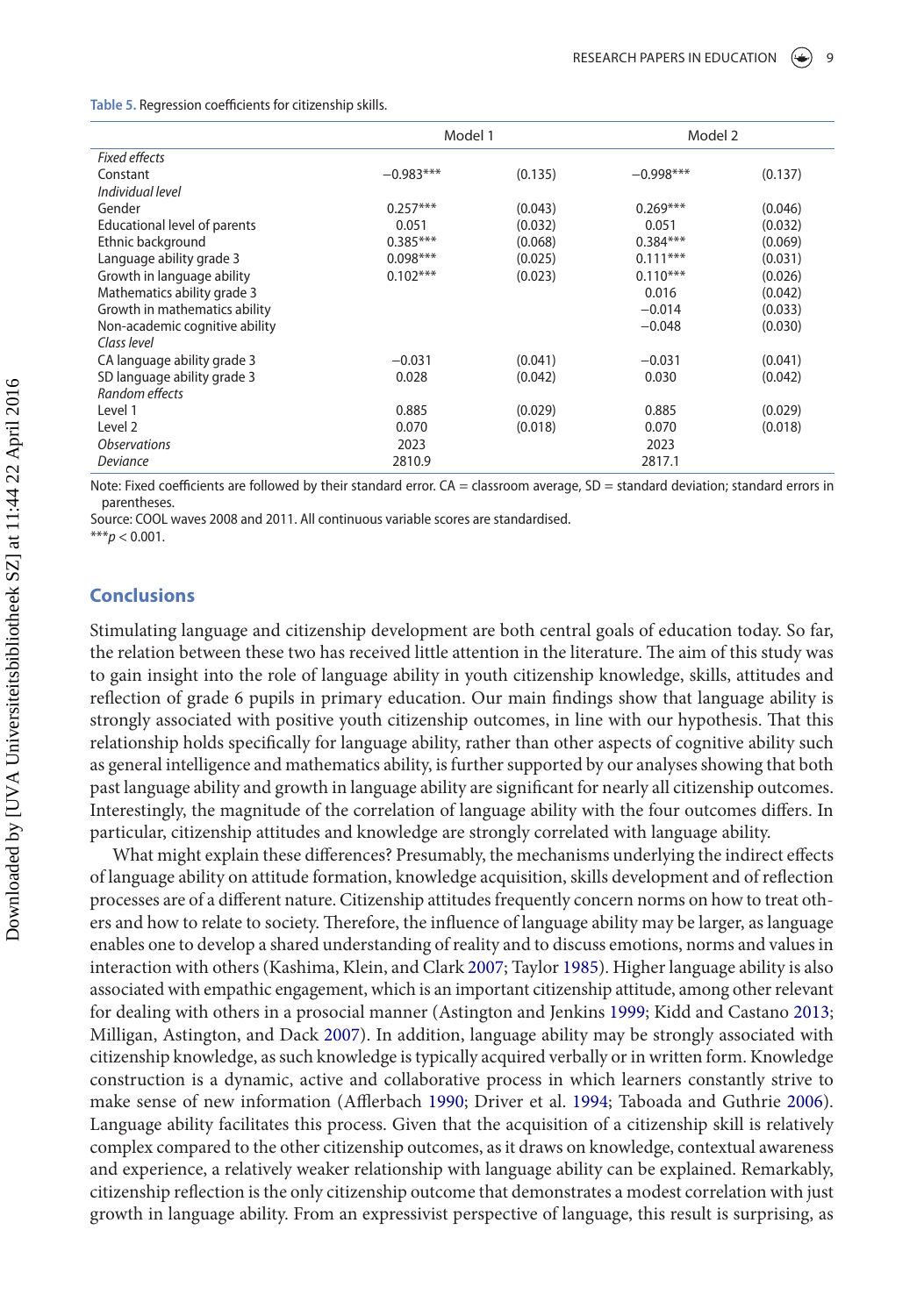Table 5. Regression coefficients for citizenship skills.

| | Model 1 | | Model 2 | |
|---|---|---|---|---|
| *Fixed effects* | | | | |
| Constant | −0.983*** | (0.135) | −0.998*** | (0.137) |
| *Individual level* | | | | |
| Gender | 0.257*** | (0.043) | 0.269*** | (0.046) |
| Educational level of parents | 0.051 | (0.032) | 0.051 | (0.032) |
| Ethnic background | 0.385*** | (0.068) | 0.384*** | (0.069) |
| Language ability grade 3 | 0.098*** | (0.025) | 0.111*** | (0.031) |
| Growth in language ability | 0.102*** | (0.023) | 0.110*** | (0.026) |
| Mathematics ability grade 3 | | | 0.016 | (0.042) |
| Growth in mathematics ability | | | −0.014 | (0.033) |
| Non-academic cognitive ability | | | −0.048 | (0.030) |
| *Class level* | | | | |
| CA language ability grade 3 | −0.031 | (0.041) | −0.031 | (0.041) |
| SD language ability grade 3 | 0.028 | (0.042) | 0.030 | (0.042) |
| *Random effects* | | | | |
| Level 1 | 0.885 | (0.029) | 0.885 | (0.029) |
| Level 2 | 0.070 | (0.018) | 0.070 | (0.018) |
| *Observations* | 2023 | | 2023 | |
| *Deviance* | 2810.9 | | 2817.1 | |

Note: Fixed coefficients are followed by their standard error. CA = classroom average, SD = standard deviation; standard errors in parentheses.
Source: COOL waves 2008 and 2011. All continuous variable scores are standardised.
***$p < 0.001$.

## Conclusions

Stimulating language and citizenship development are both central goals of education today. So far, the relation between these two has received little attention in the literature. The aim of this study was to gain insight into the role of language ability in youth citizenship knowledge, skills, attitudes and reflection of grade 6 pupils in primary education. Our main findings show that language ability is strongly associated with positive youth citizenship outcomes, in line with our hypothesis. That this relationship holds specifically for language ability, rather than other aspects of cognitive ability such as general intelligence and mathematics ability, is further supported by our analyses showing that both past language ability and growth in language ability are significant for nearly all citizenship outcomes. Interestingly, the magnitude of the correlation of language ability with the four outcomes differs. In particular, citizenship attitudes and knowledge are strongly correlated with language ability.

What might explain these differences? Presumably, the mechanisms underlying the indirect effects of language ability on attitude formation, knowledge acquisition, skills development and of reflection processes are of a different nature. Citizenship attitudes frequently concern norms on how to treat others and how to relate to society. Therefore, the influence of language ability may be larger, as language enables one to develop a shared understanding of reality and to discuss emotions, norms and values in interaction with others (Kashima, Klein, and Clark 2007; Taylor 1985). Higher language ability is also associated with empathic engagement, which is an important citizenship attitude, among other relevant for dealing with others in a prosocial manner (Astington and Jenkins 1999; Kidd and Castano 2013; Milligan, Astington, and Dack 2007). In addition, language ability may be strongly associated with citizenship knowledge, as such knowledge is typically acquired verbally or in written form. Knowledge construction is a dynamic, active and collaborative process in which learners constantly strive to make sense of new information (Afflerbach 1990; Driver et al. 1994; Taboada and Guthrie 2006). Language ability facilitates this process. Given that the acquisition of a citizenship skill is relatively complex compared to the other citizenship outcomes, as it draws on knowledge, contextual awareness and experience, a relatively weaker relationship with language ability can be explained. Remarkably, citizenship reflection is the only citizenship outcome that demonstrates a modest correlation with just growth in language ability. From an expressivist perspective of language, this result is surprising, as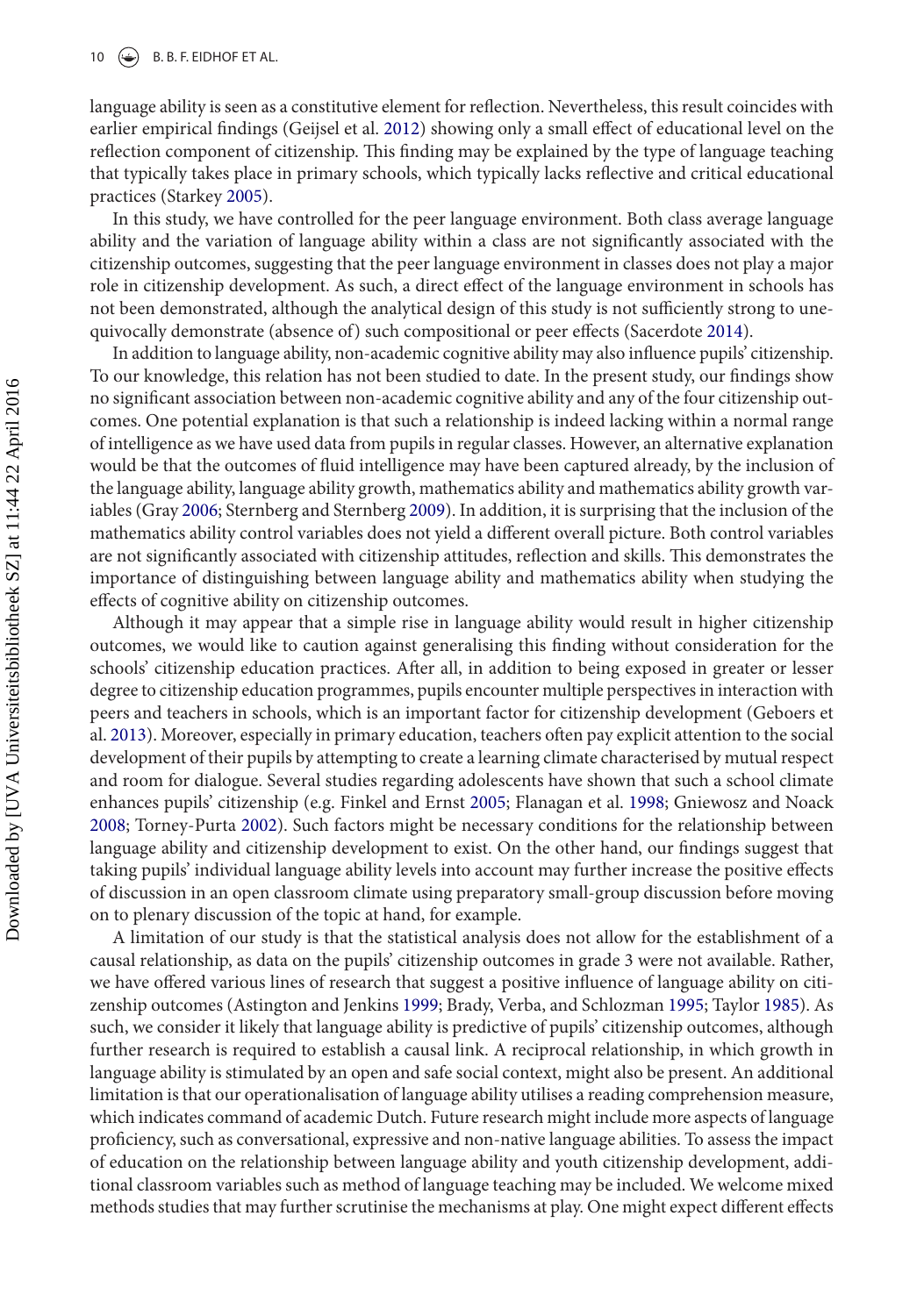language ability is seen as a constitutive element for reflection. Nevertheless, this result coincides with earlier empirical findings (Geijsel et al. 2012) showing only a small effect of educational level on the reflection component of citizenship. This finding may be explained by the type of language teaching that typically takes place in primary schools, which typically lacks reflective and critical educational practices (Starkey 2005).

In this study, we have controlled for the peer language environment. Both class average language ability and the variation of language ability within a class are not significantly associated with the citizenship outcomes, suggesting that the peer language environment in classes does not play a major role in citizenship development. As such, a direct effect of the language environment in schools has not been demonstrated, although the analytical design of this study is not sufficiently strong to unequivocally demonstrate (absence of) such compositional or peer effects (Sacerdote 2014).

In addition to language ability, non-academic cognitive ability may also influence pupils' citizenship. To our knowledge, this relation has not been studied to date. In the present study, our findings show no significant association between non-academic cognitive ability and any of the four citizenship outcomes. One potential explanation is that such a relationship is indeed lacking within a normal range of intelligence as we have used data from pupils in regular classes. However, an alternative explanation would be that the outcomes of fluid intelligence may have been captured already, by the inclusion of the language ability, language ability growth, mathematics ability and mathematics ability growth variables (Gray 2006; Sternberg and Sternberg 2009). In addition, it is surprising that the inclusion of the mathematics ability control variables does not yield a different overall picture. Both control variables are not significantly associated with citizenship attitudes, reflection and skills. This demonstrates the importance of distinguishing between language ability and mathematics ability when studying the effects of cognitive ability on citizenship outcomes.

Although it may appear that a simple rise in language ability would result in higher citizenship outcomes, we would like to caution against generalising this finding without consideration for the schools' citizenship education practices. After all, in addition to being exposed in greater or lesser degree to citizenship education programmes, pupils encounter multiple perspectives in interaction with peers and teachers in schools, which is an important factor for citizenship development (Geboers et al. 2013). Moreover, especially in primary education, teachers often pay explicit attention to the social development of their pupils by attempting to create a learning climate characterised by mutual respect and room for dialogue. Several studies regarding adolescents have shown that such a school climate enhances pupils' citizenship (e.g. Finkel and Ernst 2005; Flanagan et al. 1998; Gniewosz and Noack 2008; Torney-Purta 2002). Such factors might be necessary conditions for the relationship between language ability and citizenship development to exist. On the other hand, our findings suggest that taking pupils' individual language ability levels into account may further increase the positive effects of discussion in an open classroom climate using preparatory small-group discussion before moving on to plenary discussion of the topic at hand, for example.

A limitation of our study is that the statistical analysis does not allow for the establishment of a causal relationship, as data on the pupils' citizenship outcomes in grade 3 were not available. Rather, we have offered various lines of research that suggest a positive influence of language ability on citizenship outcomes (Astington and Jenkins 1999; Brady, Verba, and Schlozman 1995; Taylor 1985). As such, we consider it likely that language ability is predictive of pupils' citizenship outcomes, although further research is required to establish a causal link. A reciprocal relationship, in which growth in language ability is stimulated by an open and safe social context, might also be present. An additional limitation is that our operationalisation of language ability utilises a reading comprehension measure, which indicates command of academic Dutch. Future research might include more aspects of language proficiency, such as conversational, expressive and non-native language abilities. To assess the impact of education on the relationship between language ability and youth citizenship development, additional classroom variables such as method of language teaching may be included. We welcome mixed methods studies that may further scrutinise the mechanisms at play. One might expect different effects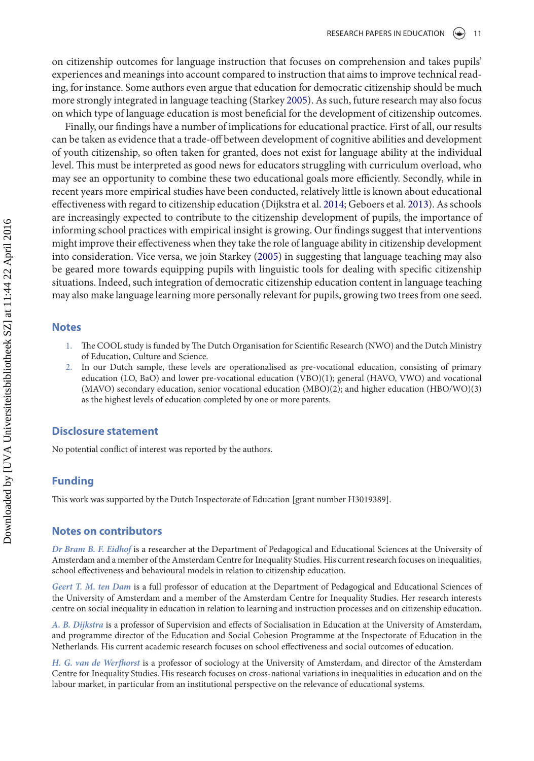on citizenship outcomes for language instruction that focuses on comprehension and takes pupils' experiences and meanings into account compared to instruction that aims to improve technical reading, for instance. Some authors even argue that education for democratic citizenship should be much more strongly integrated in language teaching (Starkey 2005). As such, future research may also focus on which type of language education is most beneficial for the development of citizenship outcomes.

Finally, our findings have a number of implications for educational practice. First of all, our results can be taken as evidence that a trade-off between development of cognitive abilities and development of youth citizenship, so often taken for granted, does not exist for language ability at the individual level. This must be interpreted as good news for educators struggling with curriculum overload, who may see an opportunity to combine these two educational goals more efficiently. Secondly, while in recent years more empirical studies have been conducted, relatively little is known about educational effectiveness with regard to citizenship education (Dijkstra et al. 2014; Geboers et al. 2013). As schools are increasingly expected to contribute to the citizenship development of pupils, the importance of informing school practices with empirical insight is growing. Our findings suggest that interventions might improve their effectiveness when they take the role of language ability in citizenship development into consideration. Vice versa, we join Starkey (2005) in suggesting that language teaching may also be geared more towards equipping pupils with linguistic tools for dealing with specific citizenship situations. Indeed, such integration of democratic citizenship education content in language teaching may also make language learning more personally relevant for pupils, growing two trees from one seed.

## Notes

1. The COOL study is funded by The Dutch Organisation for Scientific Research (NWO) and the Dutch Ministry of Education, Culture and Science.
2. In our Dutch sample, these levels are operationalised as pre-vocational education, consisting of primary education (LO, BaO) and lower pre-vocational education (VBO)(1); general (HAVO, VWO) and vocational (MAVO) secondary education, senior vocational education (MBO)(2); and higher education (HBO/WO)(3) as the highest levels of education completed by one or more parents.

## Disclosure statement

No potential conflict of interest was reported by the authors.

## Funding

This work was supported by the Dutch Inspectorate of Education [grant number H3019389].

## Notes on contributors

*Dr Bram B. F. Eidhof* is a researcher at the Department of Pedagogical and Educational Sciences at the University of Amsterdam and a member of the Amsterdam Centre for Inequality Studies. His current research focuses on inequalities, school effectiveness and behavioural models in relation to citizenship education.

*Geert T. M. ten Dam* is a full professor of education at the Department of Pedagogical and Educational Sciences of the University of Amsterdam and a member of the Amsterdam Centre for Inequality Studies. Her research interests centre on social inequality in education in relation to learning and instruction processes and on citizenship education.

*A. B. Dijkstra* is a professor of Supervision and effects of Socialisation in Education at the University of Amsterdam, and programme director of the Education and Social Cohesion Programme at the Inspectorate of Education in the Netherlands. His current academic research focuses on school effectiveness and social outcomes of education.

*H. G. van de Werfhorst* is a professor of sociology at the University of Amsterdam, and director of the Amsterdam Centre for Inequality Studies. His research focuses on cross-national variations in inequalities in education and on the labour market, in particular from an institutional perspective on the relevance of educational systems.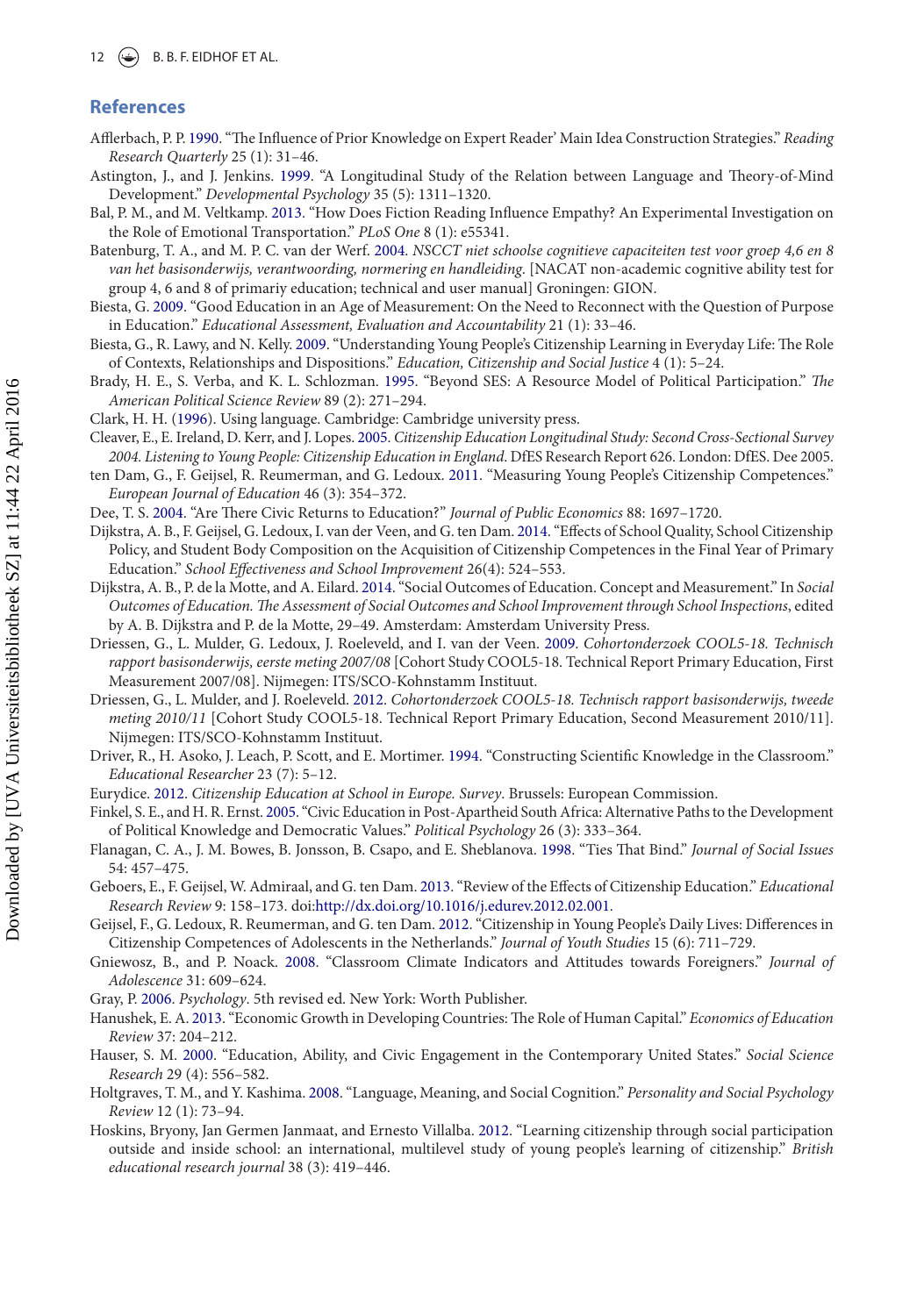## References

Afflerbach, P. P. 1990. "The Influence of Prior Knowledge on Expert Reader' Main Idea Construction Strategies." *Reading Research Quarterly* 25 (1): 31–46.

Astington, J., and J. Jenkins. 1999. "A Longitudinal Study of the Relation between Language and Theory-of-Mind Development." *Developmental Psychology* 35 (5): 1311–1320.

Bal, P. M., and M. Veltkamp. 2013. "How Does Fiction Reading Influence Empathy? An Experimental Investigation on the Role of Emotional Transportation." *PLoS One* 8 (1): e55341.

Batenburg, T. A., and M. P. C. van der Werf. 2004. *NSCCT niet schoolse cognitieve capaciteiten test voor groep 4,6 en 8 van het basisonderwijs, verantwoording, normering en handleiding*. [NACAT non-academic cognitive ability test for group 4, 6 and 8 of primariy education; technical and user manual] Groningen: GION.

Biesta, G. 2009. "Good Education in an Age of Measurement: On the Need to Reconnect with the Question of Purpose in Education." *Educational Assessment, Evaluation and Accountability* 21 (1): 33–46.

Biesta, G., R. Lawy, and N. Kelly. 2009. "Understanding Young People's Citizenship Learning in Everyday Life: The Role of Contexts, Relationships and Dispositions." *Education, Citizenship and Social Justice* 4 (1): 5–24.

Brady, H. E., S. Verba, and K. L. Schlozman. 1995. "Beyond SES: A Resource Model of Political Participation." *The American Political Science Review* 89 (2): 271–294.

Clark, H. H. (1996). Using language. Cambridge: Cambridge university press.

Cleaver, E., E. Ireland, D. Kerr, and J. Lopes. 2005. *Citizenship Education Longitudinal Study: Second Cross-Sectional Survey 2004. Listening to Young People: Citizenship Education in England*. DfES Research Report 626. London: DfES. Dee 2005.

ten Dam, G., F. Geijsel, R. Reumerman, and G. Ledoux. 2011. "Measuring Young People's Citizenship Competences." *European Journal of Education* 46 (3): 354–372.

Dee, T. S. 2004. "Are There Civic Returns to Education?" *Journal of Public Economics* 88: 1697–1720.

Dijkstra, A. B., F. Geijsel, G. Ledoux, I. van der Veen, and G. ten Dam. 2014. "Effects of School Quality, School Citizenship Policy, and Student Body Composition on the Acquisition of Citizenship Competences in the Final Year of Primary Education." *School Effectiveness and School Improvement* 26(4): 524–553.

Dijkstra, A. B., P. de la Motte, and A. Eilard. 2014. "Social Outcomes of Education. Concept and Measurement." In *Social Outcomes of Education. The Assessment of Social Outcomes and School Improvement through School Inspections*, edited by A. B. Dijkstra and P. de la Motte, 29–49. Amsterdam: Amsterdam University Press.

Driessen, G., L. Mulder, G. Ledoux, J. Roeleveld, and I. van der Veen. 2009. *Cohortonderzoek COOL5-18. Technisch rapport basisonderwijs, eerste meting 2007/08* [Cohort Study COOL5-18. Technical Report Primary Education, First Measurement 2007/08]. Nijmegen: ITS/SCO-Kohnstamm Instituut.

Driessen, G., L. Mulder, and J. Roeleveld. 2012. *Cohortonderzoek COOL5-18. Technisch rapport basisonderwijs, tweede meting 2010/11* [Cohort Study COOL5-18. Technical Report Primary Education, Second Measurement 2010/11]. Nijmegen: ITS/SCO-Kohnstamm Instituut.

Driver, R., H. Asoko, J. Leach, P. Scott, and E. Mortimer. 1994. "Constructing Scientific Knowledge in the Classroom." *Educational Researcher* 23 (7): 5–12.

Eurydice. 2012. *Citizenship Education at School in Europe. Survey*. Brussels: European Commission.

Finkel, S. E., and H. R. Ernst. 2005. "Civic Education in Post-Apartheid South Africa: Alternative Paths to the Development of Political Knowledge and Democratic Values." *Political Psychology* 26 (3): 333–364.

Flanagan, C. A., J. M. Bowes, B. Jonsson, B. Csapo, and E. Sheblanova. 1998. "Ties That Bind." *Journal of Social Issues* 54: 457–475.

Geboers, E., F. Geijsel, W. Admiraal, and G. ten Dam. 2013. "Review of the Effects of Citizenship Education." *Educational Research Review* 9: 158–173. doi:http://dx.doi.org/10.1016/j.edurev.2012.02.001.

Geijsel, F., G. Ledoux, R. Reumerman, and G. ten Dam. 2012. "Citizenship in Young People's Daily Lives: Differences in Citizenship Competences of Adolescents in the Netherlands." *Journal of Youth Studies* 15 (6): 711–729.

Gniewosz, B., and P. Noack. 2008. "Classroom Climate Indicators and Attitudes towards Foreigners." *Journal of Adolescence* 31: 609–624.

Gray, P. 2006. *Psychology*. 5th revised ed. New York: Worth Publisher.

Hanushek, E. A. 2013. "Economic Growth in Developing Countries: The Role of Human Capital." *Economics of Education Review* 37: 204–212.

Hauser, S. M. 2000. "Education, Ability, and Civic Engagement in the Contemporary United States." *Social Science Research* 29 (4): 556–582.

Holtgraves, T. M., and Y. Kashima. 2008. "Language, Meaning, and Social Cognition." *Personality and Social Psychology Review* 12 (1): 73–94.

Hoskins, Bryony, Jan Germen Janmaat, and Ernesto Villalba. 2012. "Learning citizenship through social participation outside and inside school: an international, multilevel study of young people's learning of citizenship." *British educational research journal* 38 (3): 419–446.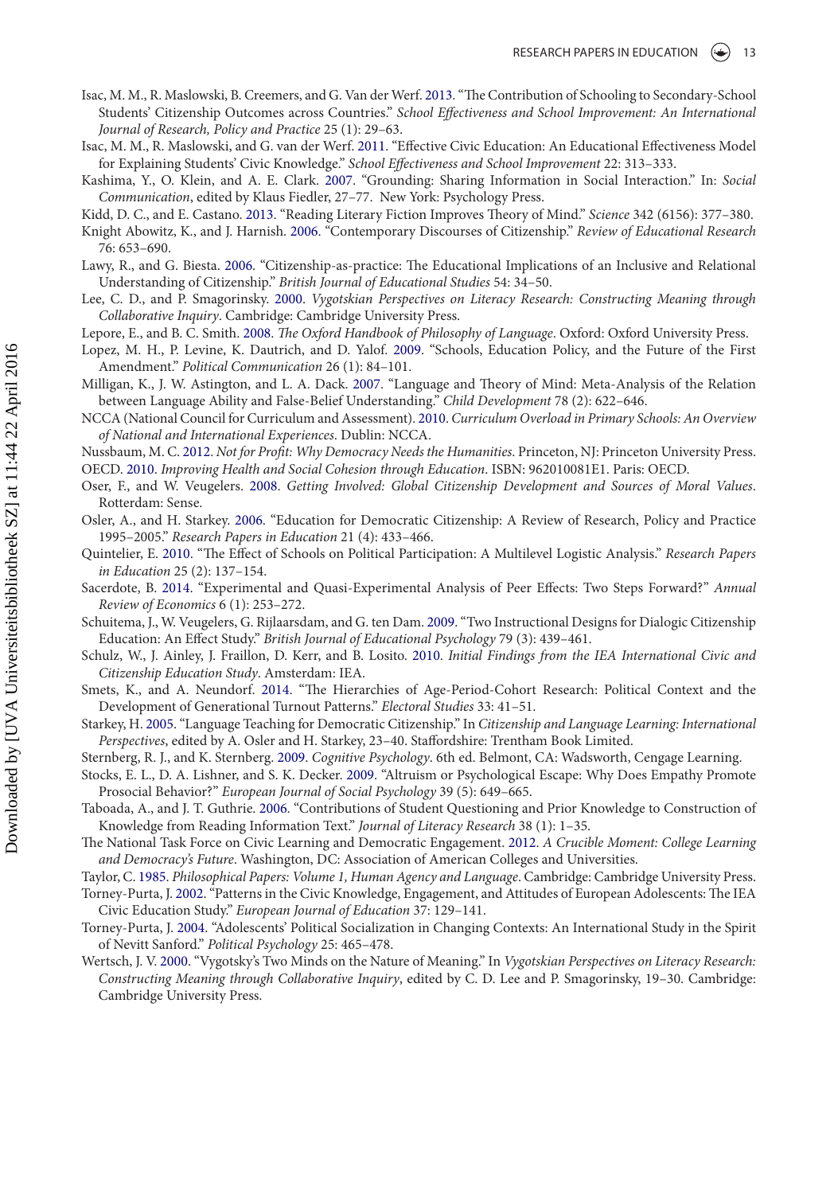Isac, M. M., R. Maslowski, B. Creemers, and G. Van der Werf. 2013. "The Contribution of Schooling to Secondary-School Students' Citizenship Outcomes across Countries." *School Effectiveness and School Improvement: An International Journal of Research, Policy and Practice* 25 (1): 29–63.

Isac, M. M., R. Maslowski, and G. van der Werf. 2011. "Effective Civic Education: An Educational Effectiveness Model for Explaining Students' Civic Knowledge." *School Effectiveness and School Improvement* 22: 313–333.

Kashima, Y., O. Klein, and A. E. Clark. 2007. "Grounding: Sharing Information in Social Interaction." In: *Social Communication*, edited by Klaus Fiedler, 27–77. New York: Psychology Press.

Kidd, D. C., and E. Castano. 2013. "Reading Literary Fiction Improves Theory of Mind." *Science* 342 (6156): 377–380.

Knight Abowitz, K., and J. Harnish. 2006. "Contemporary Discourses of Citizenship." *Review of Educational Research* 76: 653–690.

Lawy, R., and G. Biesta. 2006. "Citizenship-as-practice: The Educational Implications of an Inclusive and Relational Understanding of Citizenship." *British Journal of Educational Studies* 54: 34–50.

Lee, C. D., and P. Smagorinsky. 2000. *Vygotskian Perspectives on Literacy Research: Constructing Meaning through Collaborative Inquiry*. Cambridge: Cambridge University Press.

Lepore, E., and B. C. Smith. 2008. *The Oxford Handbook of Philosophy of Language*. Oxford: Oxford University Press.

Lopez, M. H., P. Levine, K. Dautrich, and D. Yalof. 2009. "Schools, Education Policy, and the Future of the First Amendment." *Political Communication* 26 (1): 84–101.

Milligan, K., J. W. Astington, and L. A. Dack. 2007. "Language and Theory of Mind: Meta-Analysis of the Relation between Language Ability and False-Belief Understanding." *Child Development* 78 (2): 622–646.

NCCA (National Council for Curriculum and Assessment). 2010. *Curriculum Overload in Primary Schools: An Overview of National and International Experiences*. Dublin: NCCA.

Nussbaum, M. C. 2012. *Not for Profit: Why Democracy Needs the Humanities*. Princeton, NJ: Princeton University Press.

OECD. 2010. *Improving Health and Social Cohesion through Education*. ISBN: 962010081E1. Paris: OECD.

Oser, F., and W. Veugelers. 2008. *Getting Involved: Global Citizenship Development and Sources of Moral Values*. Rotterdam: Sense.

Osler, A., and H. Starkey. 2006. "Education for Democratic Citizenship: A Review of Research, Policy and Practice 1995–2005." *Research Papers in Education* 21 (4): 433–466.

Quintelier, E. 2010. "The Effect of Schools on Political Participation: A Multilevel Logistic Analysis." *Research Papers in Education* 25 (2): 137–154.

Sacerdote, B. 2014. "Experimental and Quasi-Experimental Analysis of Peer Effects: Two Steps Forward?" *Annual Review of Economics* 6 (1): 253–272.

Schuitema, J., W. Veugelers, G. Rijlaarsdam, and G. ten Dam. 2009. "Two Instructional Designs for Dialogic Citizenship Education: An Effect Study." *British Journal of Educational Psychology* 79 (3): 439–461.

Schulz, W., J. Ainley, J. Fraillon, D. Kerr, and B. Losito. 2010. *Initial Findings from the IEA International Civic and Citizenship Education Study*. Amsterdam: IEA.

Smets, K., and A. Neundorf. 2014. "The Hierarchies of Age-Period-Cohort Research: Political Context and the Development of Generational Turnout Patterns." *Electoral Studies* 33: 41–51.

Starkey, H. 2005. "Language Teaching for Democratic Citizenship." In *Citizenship and Language Learning: International Perspectives*, edited by A. Osler and H. Starkey, 23–40. Staffordshire: Trentham Book Limited.

Sternberg, R. J., and K. Sternberg. 2009. *Cognitive Psychology*. 6th ed. Belmont, CA: Wadsworth, Cengage Learning.

Stocks, E. L., D. A. Lishner, and S. K. Decker. 2009. "Altruism or Psychological Escape: Why Does Empathy Promote Prosocial Behavior?" *European Journal of Social Psychology* 39 (5): 649–665.

Taboada, A., and J. T. Guthrie. 2006. "Contributions of Student Questioning and Prior Knowledge to Construction of Knowledge from Reading Information Text." *Journal of Literacy Research* 38 (1): 1–35.

The National Task Force on Civic Learning and Democratic Engagement. 2012. *A Crucible Moment: College Learning and Democracy's Future*. Washington, DC: Association of American Colleges and Universities.

Taylor, C. 1985. *Philosophical Papers: Volume 1, Human Agency and Language*. Cambridge: Cambridge University Press.

Torney-Purta, J. 2002. "Patterns in the Civic Knowledge, Engagement, and Attitudes of European Adolescents: The IEA Civic Education Study." *European Journal of Education* 37: 129–141.

Torney-Purta, J. 2004. "Adolescents' Political Socialization in Changing Contexts: An International Study in the Spirit of Nevitt Sanford." *Political Psychology* 25: 465–478.

Wertsch, J. V. 2000. "Vygotsky's Two Minds on the Nature of Meaning." In *Vygotskian Perspectives on Literacy Research: Constructing Meaning through Collaborative Inquiry*, edited by C. D. Lee and P. Smagorinsky, 19–30. Cambridge: Cambridge University Press.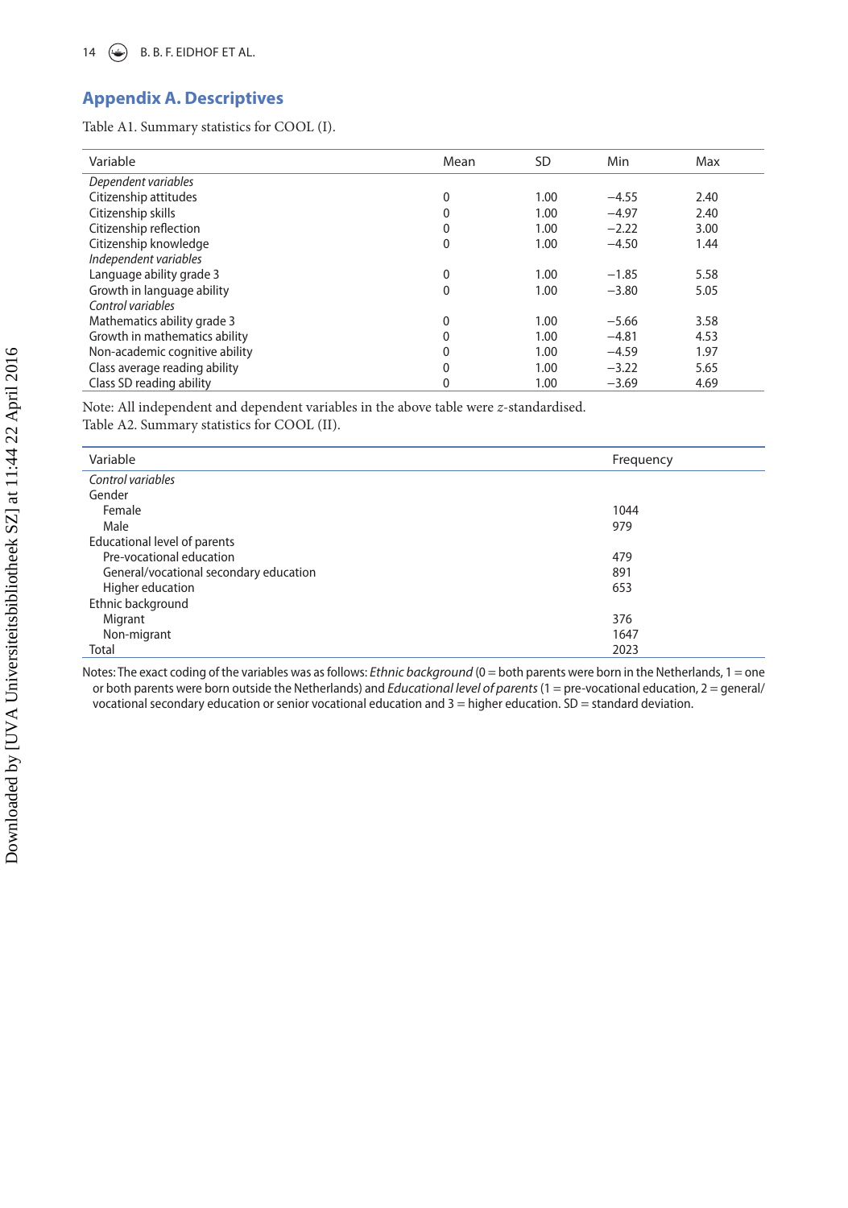## Appendix A. Descriptives

Table A1. Summary statistics for COOL (I).

| Variable | Mean | SD | Min | Max |
|---|---|---|---|---|
| *Dependent variables* | | | | |
| Citizenship attitudes | 0 | 1.00 | −4.55 | 2.40 |
| Citizenship skills | 0 | 1.00 | −4.97 | 2.40 |
| Citizenship reflection | 0 | 1.00 | −2.22 | 3.00 |
| Citizenship knowledge | 0 | 1.00 | −4.50 | 1.44 |
| *Independent variables* | | | | |
| Language ability grade 3 | 0 | 1.00 | −1.85 | 5.58 |
| Growth in language ability | 0 | 1.00 | −3.80 | 5.05 |
| *Control variables* | | | | |
| Mathematics ability grade 3 | 0 | 1.00 | −5.66 | 3.58 |
| Growth in mathematics ability | 0 | 1.00 | −4.81 | 4.53 |
| Non-academic cognitive ability | 0 | 1.00 | −4.59 | 1.97 |
| Class average reading ability | 0 | 1.00 | −3.22 | 5.65 |
| Class SD reading ability | 0 | 1.00 | −3.69 | 4.69 |

Note: All independent and dependent variables in the above table were *z*-standardised.

Table A2. Summary statistics for COOL (II).

| Variable | Frequency |
|---|---|
| *Control variables* | |
| Gender | |
| Female | 1044 |
| Male | 979 |
| Educational level of parents | |
| Pre-vocational education | 479 |
| General/vocational secondary education | 891 |
| Higher education | 653 |
| Ethnic background | |
| Migrant | 376 |
| Non-migrant | 1647 |
| Total | 2023 |

Notes: The exact coding of the variables was as follows: *Ethnic background* (0 = both parents were born in the Netherlands, 1 = one or both parents were born outside the Netherlands) and *Educational level of parents* (1 = pre-vocational education, 2 = general/vocational secondary education or senior vocational education and 3 = higher education. SD = standard deviation.